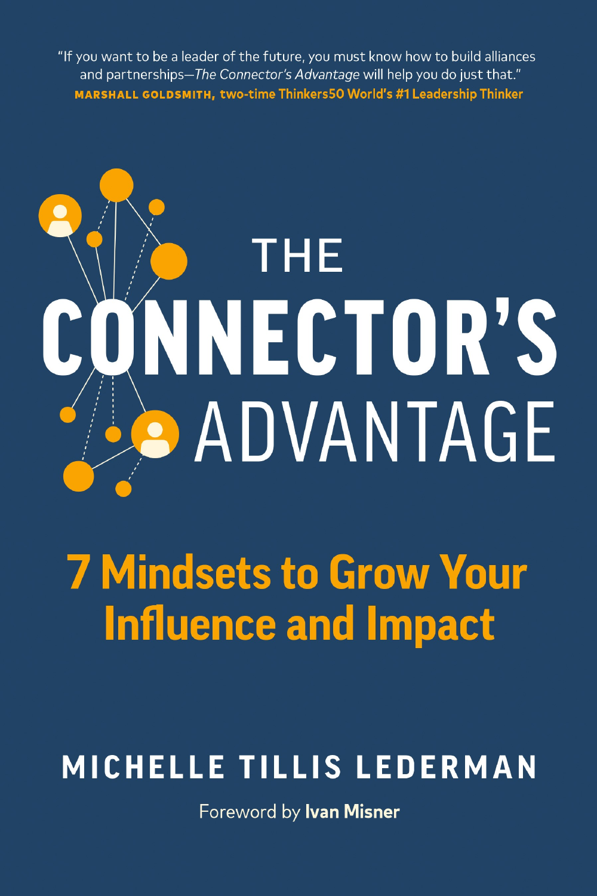"If you want to be a leader of the future, you must know how to build alliances and partnerships—*The Connector's Advantage* will help you do just that."
**MARSHALL GOLDSMITH, two-time Thinkers50 World's #1 Leadership Thinker**

# THE CONNECTOR'S ADVANTAGE

## 7 Mindsets to Grow Your Influence and Impact

**MICHELLE TILLIS LEDERMAN**

Foreword by **Ivan Misner**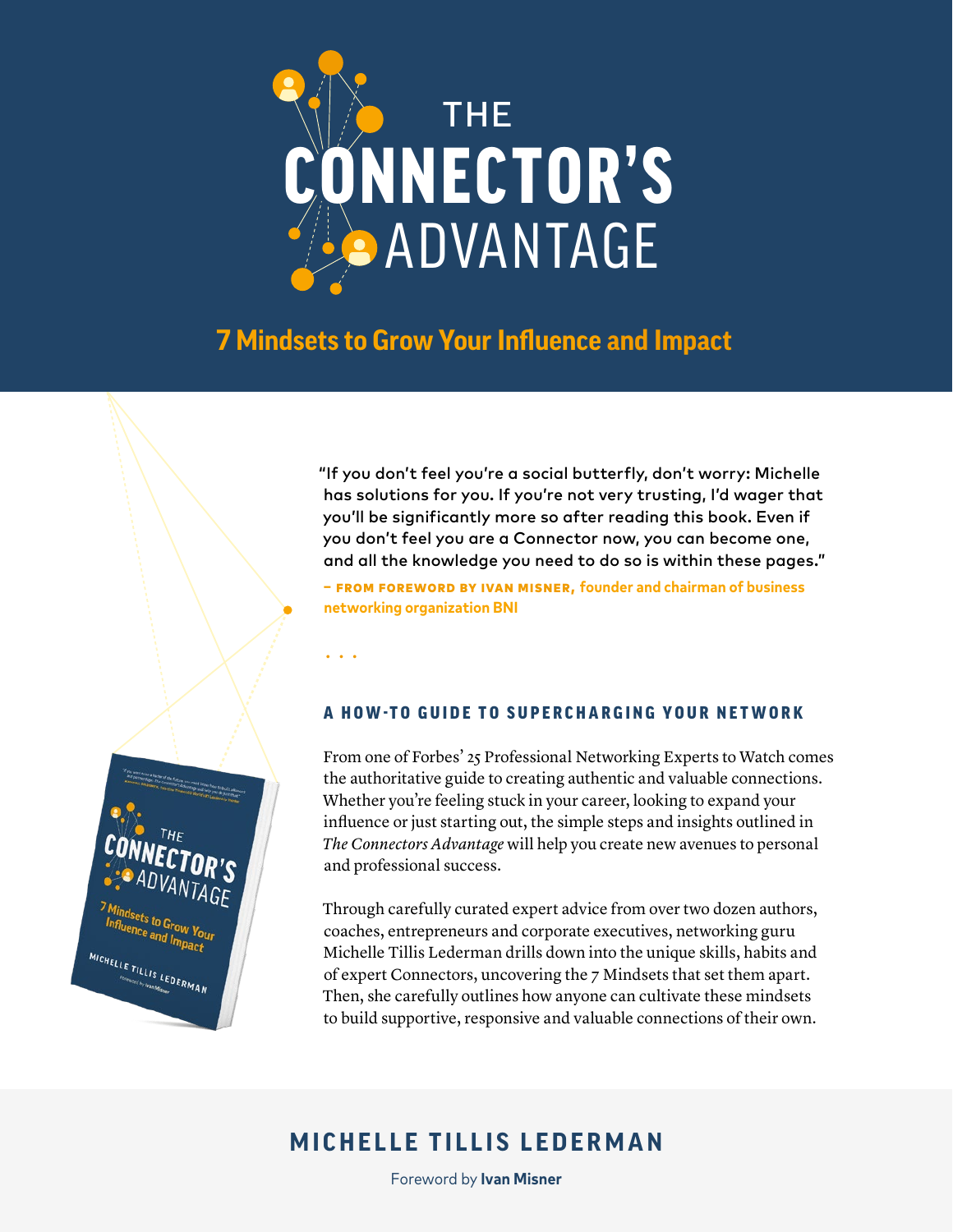# THE CONNECTOR'S ADVANTAGE

## 7 Mindsets to Grow Your Influence and Impact

"If you don't feel you're a social butterfly, don't worry: Michelle has solutions for you. If you're not very trusting, I'd wager that you'll be significantly more so after reading this book. Even if you don't feel you are a Connector now, you can become one, and all the knowledge you need to do so is within these pages."

**– FROM FOREWORD BY IVAN MISNER,** founder and chairman of business networking organization BNI

. . .

### A HOW-TO GUIDE TO SUPERCHARGING YOUR NETWORK

From one of Forbes' 25 Professional Networking Experts to Watch comes the authoritative guide to creating authentic and valuable connections. Whether you're feeling stuck in your career, looking to expand your influence or just starting out, the simple steps and insights outlined in *The Connectors Advantage* will help you create new avenues to personal and professional success.

Through carefully curated expert advice from over two dozen authors, coaches, entrepreneurs and corporate executives, networking guru Michelle Tillis Lederman drills down into the unique skills, habits and of expert Connectors, uncovering the 7 Mindsets that set them apart. Then, she carefully outlines how anyone can cultivate these mindsets to build supportive, responsive and valuable connections of their own.

## MICHELLE TILLIS LEDERMAN

Foreword by **Ivan Misner**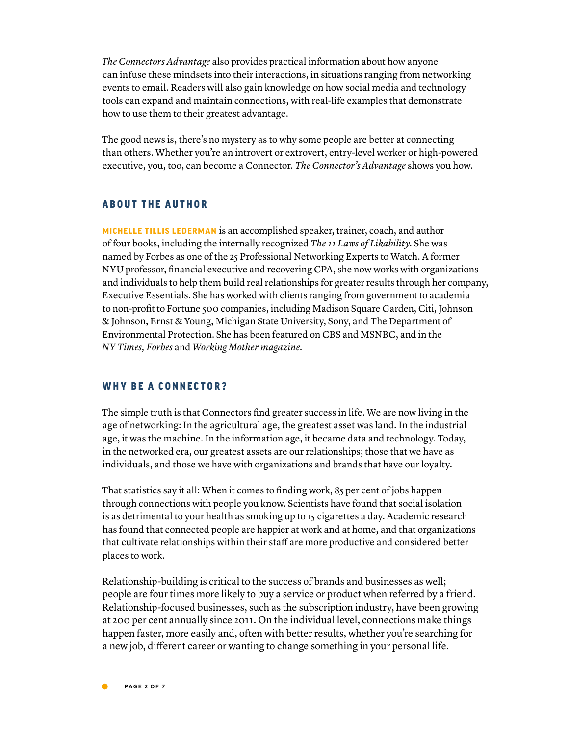*The Connectors Advantage* also provides practical information about how anyone can infuse these mindsets into their interactions, in situations ranging from networking events to email. Readers will also gain knowledge on how social media and technology tools can expand and maintain connections, with real-life examples that demonstrate how to use them to their greatest advantage.

The good news is, there's no mystery as to why some people are better at connecting than others. Whether you're an introvert or extrovert, entry-level worker or high-powered executive, you, too, can become a Connector. *The Connector's Advantage* shows you how.

## ABOUT THE AUTHOR

**MICHELLE TILLIS LEDERMAN** is an accomplished speaker, trainer, coach, and author of four books, including the internally recognized *The 11 Laws of Likability.* She was named by Forbes as one of the 25 Professional Networking Experts to Watch. A former NYU professor, financial executive and recovering CPA, she now works with organizations and individuals to help them build real relationships for greater results through her company, Executive Essentials. She has worked with clients ranging from government to academia to non-profit to Fortune 500 companies, including Madison Square Garden, Citi, Johnson & Johnson, Ernst & Young, Michigan State University, Sony, and The Department of Environmental Protection. She has been featured on CBS and MSNBC, and in the *NY Times, Forbes* and *Working Mother magazine.*

## WHY BE A CONNECTOR?

The simple truth is that Connectors find greater success in life. We are now living in the age of networking: In the agricultural age, the greatest asset was land. In the industrial age, it was the machine. In the information age, it became data and technology. Today, in the networked era, our greatest assets are our relationships; those that we have as individuals, and those we have with organizations and brands that have our loyalty.

That statistics say it all: When it comes to finding work, 85 per cent of jobs happen through connections with people you know. Scientists have found that social isolation is as detrimental to your health as smoking up to 15 cigarettes a day. Academic research has found that connected people are happier at work and at home, and that organizations that cultivate relationships within their staff are more productive and considered better places to work.

Relationship-building is critical to the success of brands and businesses as well; people are four times more likely to buy a service or product when referred by a friend. Relationship-focused businesses, such as the subscription industry, have been growing at 200 per cent annually since 2011. On the individual level, connections make things happen faster, more easily and, often with better results, whether you're searching for a new job, different career or wanting to change something in your personal life.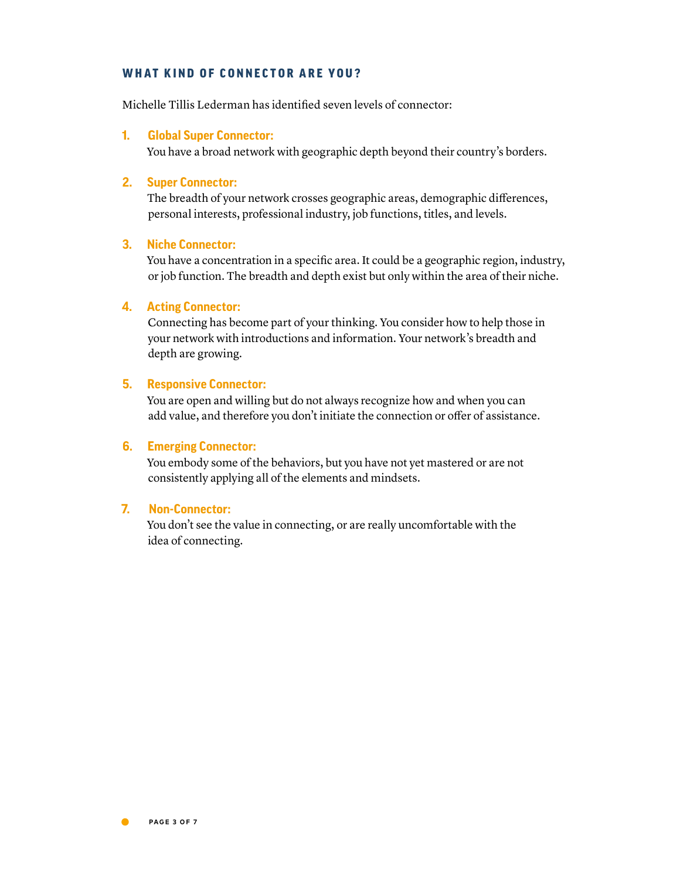## WHAT KIND OF CONNECTOR ARE YOU?

Michelle Tillis Lederman has identified seven levels of connector:

1. **Global Super Connector:**
   You have a broad network with geographic depth beyond their country's borders.

2. **Super Connector:**
   The breadth of your network crosses geographic areas, demographic differences, personal interests, professional industry, job functions, titles, and levels.

3. **Niche Connector:**
   You have a concentration in a specific area. It could be a geographic region, industry, or job function. The breadth and depth exist but only within the area of their niche.

4. **Acting Connector:**
   Connecting has become part of your thinking. You consider how to help those in your network with introductions and information. Your network's breadth and depth are growing.

5. **Responsive Connector:**
   You are open and willing but do not always recognize how and when you can add value, and therefore you don't initiate the connection or offer of assistance.

6. **Emerging Connector:**
   You embody some of the behaviors, but you have not yet mastered or are not consistently applying all of the elements and mindsets.

7. **Non-Connector:**
   You don't see the value in connecting, or are really uncomfortable with the idea of connecting.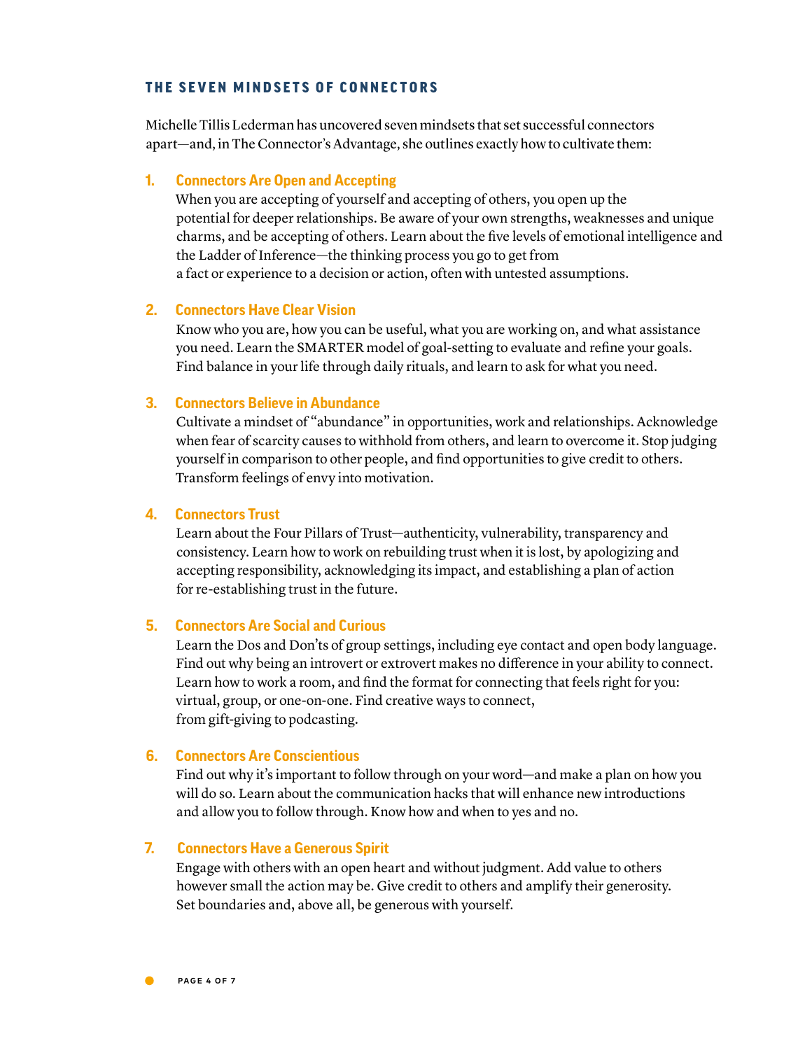## THE SEVEN MINDSETS OF CONNECTORS

Michelle Tillis Lederman has uncovered seven mindsets that set successful connectors apart—and, in The Connector's Advantage, she outlines exactly how to cultivate them:

1. **Connectors Are Open and Accepting**
   When you are accepting of yourself and accepting of others, you open up the potential for deeper relationships. Be aware of your own strengths, weaknesses and unique charms, and be accepting of others. Learn about the five levels of emotional intelligence and the Ladder of Inference—the thinking process you go to get from a fact or experience to a decision or action, often with untested assumptions.

2. **Connectors Have Clear Vision**
   Know who you are, how you can be useful, what you are working on, and what assistance you need. Learn the SMARTER model of goal-setting to evaluate and refine your goals. Find balance in your life through daily rituals, and learn to ask for what you need.

3. **Connectors Believe in Abundance**
   Cultivate a mindset of "abundance" in opportunities, work and relationships. Acknowledge when fear of scarcity causes to withhold from others, and learn to overcome it. Stop judging yourself in comparison to other people, and find opportunities to give credit to others. Transform feelings of envy into motivation.

4. **Connectors Trust**
   Learn about the Four Pillars of Trust—authenticity, vulnerability, transparency and consistency. Learn how to work on rebuilding trust when it is lost, by apologizing and accepting responsibility, acknowledging its impact, and establishing a plan of action for re-establishing trust in the future.

5. **Connectors Are Social and Curious**
   Learn the Dos and Don'ts of group settings, including eye contact and open body language. Find out why being an introvert or extrovert makes no difference in your ability to connect. Learn how to work a room, and find the format for connecting that feels right for you: virtual, group, or one-on-one. Find creative ways to connect, from gift-giving to podcasting.

6. **Connectors Are Conscientious**
   Find out why it's important to follow through on your word—and make a plan on how you will do so. Learn about the communication hacks that will enhance new introductions and allow you to follow through. Know how and when to yes and no.

7. **Connectors Have a Generous Spirit**
   Engage with others with an open heart and without judgment. Add value to others however small the action may be. Give credit to others and amplify their generosity. Set boundaries and, above all, be generous with yourself.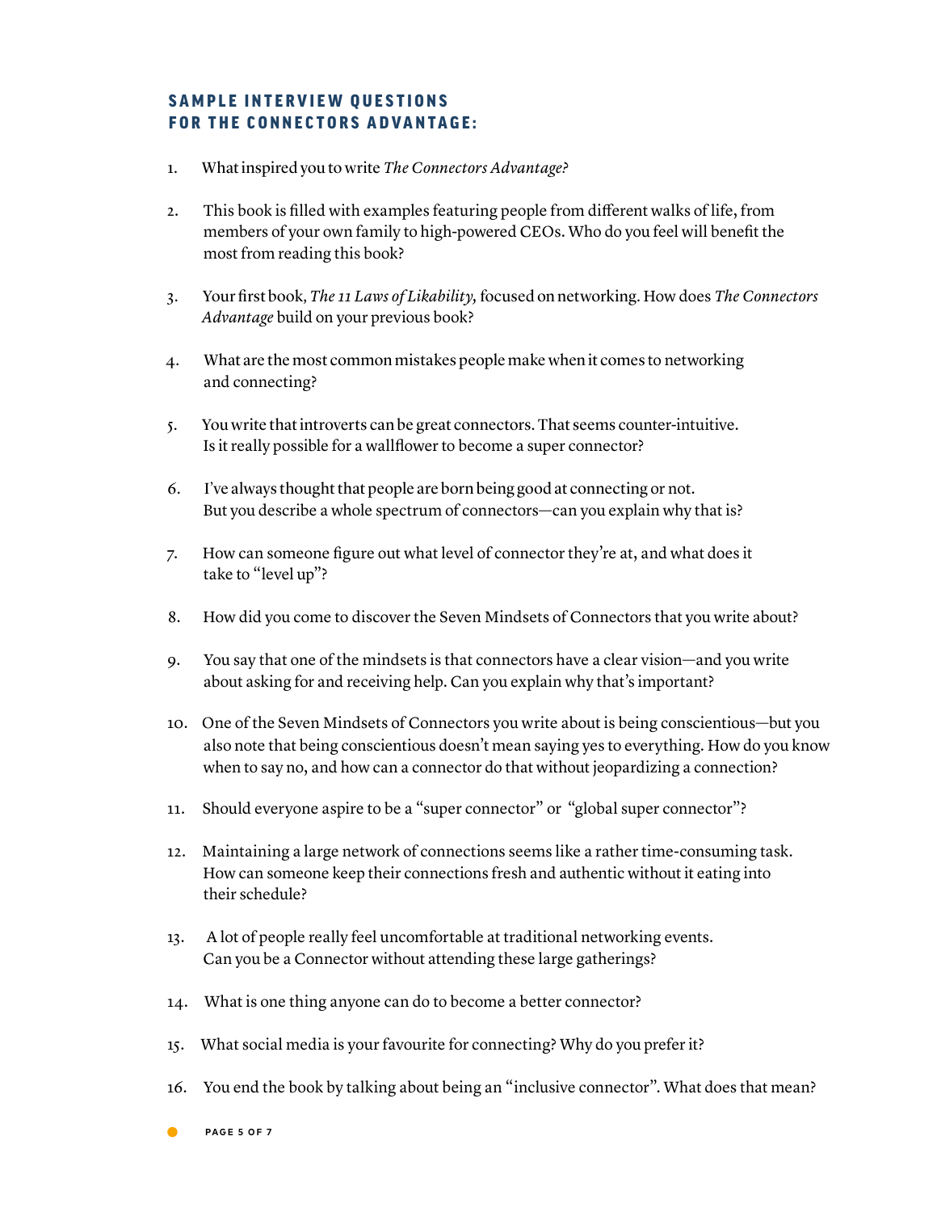## SAMPLE INTERVIEW QUESTIONS FOR THE CONNECTORS ADVANTAGE:

1. What inspired you to write *The Connectors Advantage?*

2. This book is filled with examples featuring people from different walks of life, from members of your own family to high-powered CEOs. Who do you feel will benefit the most from reading this book?

3. Your first book, *The 11 Laws of Likability,* focused on networking. How does *The Connectors Advantage* build on your previous book?

4. What are the most common mistakes people make when it comes to networking and connecting?

5. You write that introverts can be great connectors. That seems counter-intuitive. Is it really possible for a wallflower to become a super connector?

6. I've always thought that people are born being good at connecting or not. But you describe a whole spectrum of connectors—can you explain why that is?

7. How can someone figure out what level of connector they're at, and what does it take to "level up"?

8. How did you come to discover the Seven Mindsets of Connectors that you write about?

9. You say that one of the mindsets is that connectors have a clear vision—and you write about asking for and receiving help. Can you explain why that's important?

10. One of the Seven Mindsets of Connectors you write about is being conscientious—but you also note that being conscientious doesn't mean saying yes to everything. How do you know when to say no, and how can a connector do that without jeopardizing a connection?

11. Should everyone aspire to be a "super connector" or "global super connector"?

12. Maintaining a large network of connections seems like a rather time-consuming task. How can someone keep their connections fresh and authentic without it eating into their schedule?

13. A lot of people really feel uncomfortable at traditional networking events. Can you be a Connector without attending these large gatherings?

14. What is one thing anyone can do to become a better connector?

15. What social media is your favourite for connecting? Why do you prefer it?

16. You end the book by talking about being an "inclusive connector". What does that mean?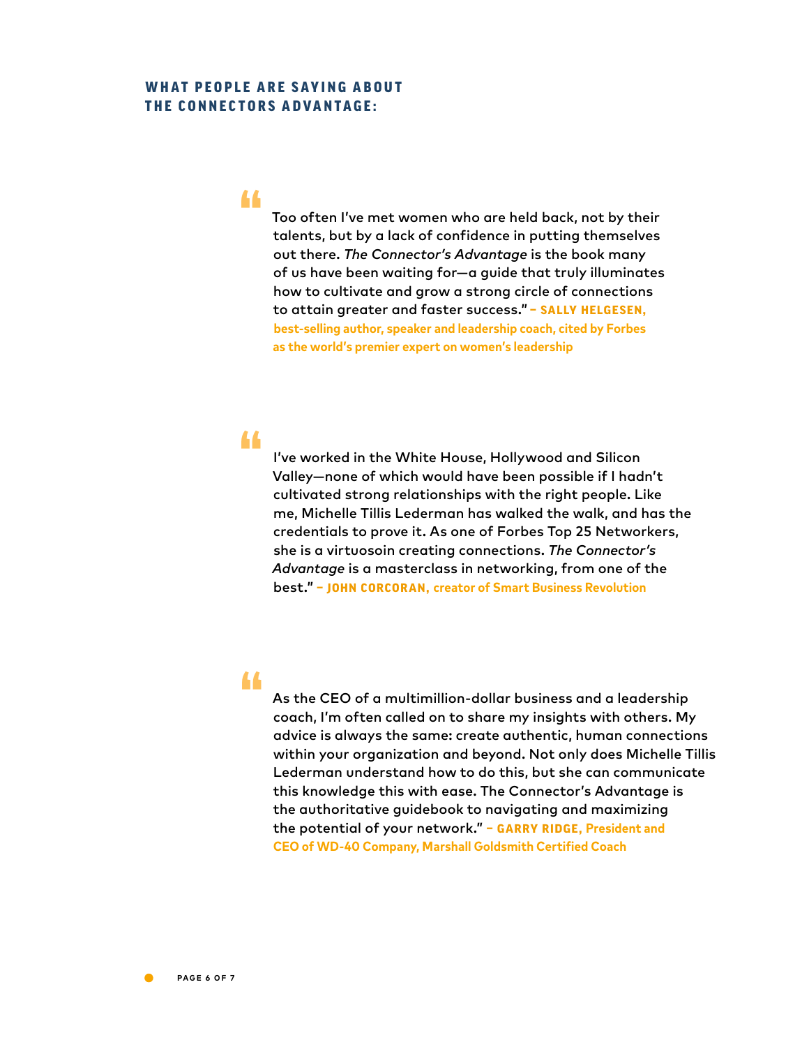## WHAT PEOPLE ARE SAYING ABOUT THE CONNECTORS ADVANTAGE:

> "Too often I've met women who are held back, not by their talents, but by a lack of confidence in putting themselves out there. *The Connector's Advantage* is the book many of us have been waiting for—a guide that truly illuminates how to cultivate and grow a strong circle of connections to attain greater and faster success." **– SALLY HELGESEN, best-selling author, speaker and leadership coach, cited by Forbes as the world's premier expert on women's leadership**

> "I've worked in the White House, Hollywood and Silicon Valley—none of which would have been possible if I hadn't cultivated strong relationships with the right people. Like me, Michelle Tillis Lederman has walked the walk, and has the credentials to prove it. As one of Forbes Top 25 Networkers, she is a virtuosoin creating connections. *The Connector's Advantage* is a masterclass in networking, from one of the best." **– JOHN CORCORAN, creator of Smart Business Revolution**

> "As the CEO of a multimillion-dollar business and a leadership coach, I'm often called on to share my insights with others. My advice is always the same: create authentic, human connections within your organization and beyond. Not only does Michelle Tillis Lederman understand how to do this, but she can communicate this knowledge this with ease. The Connector's Advantage is the authoritative guidebook to navigating and maximizing the potential of your network." **– GARRY RIDGE, President and CEO of WD-40 Company, Marshall Goldsmith Certified Coach**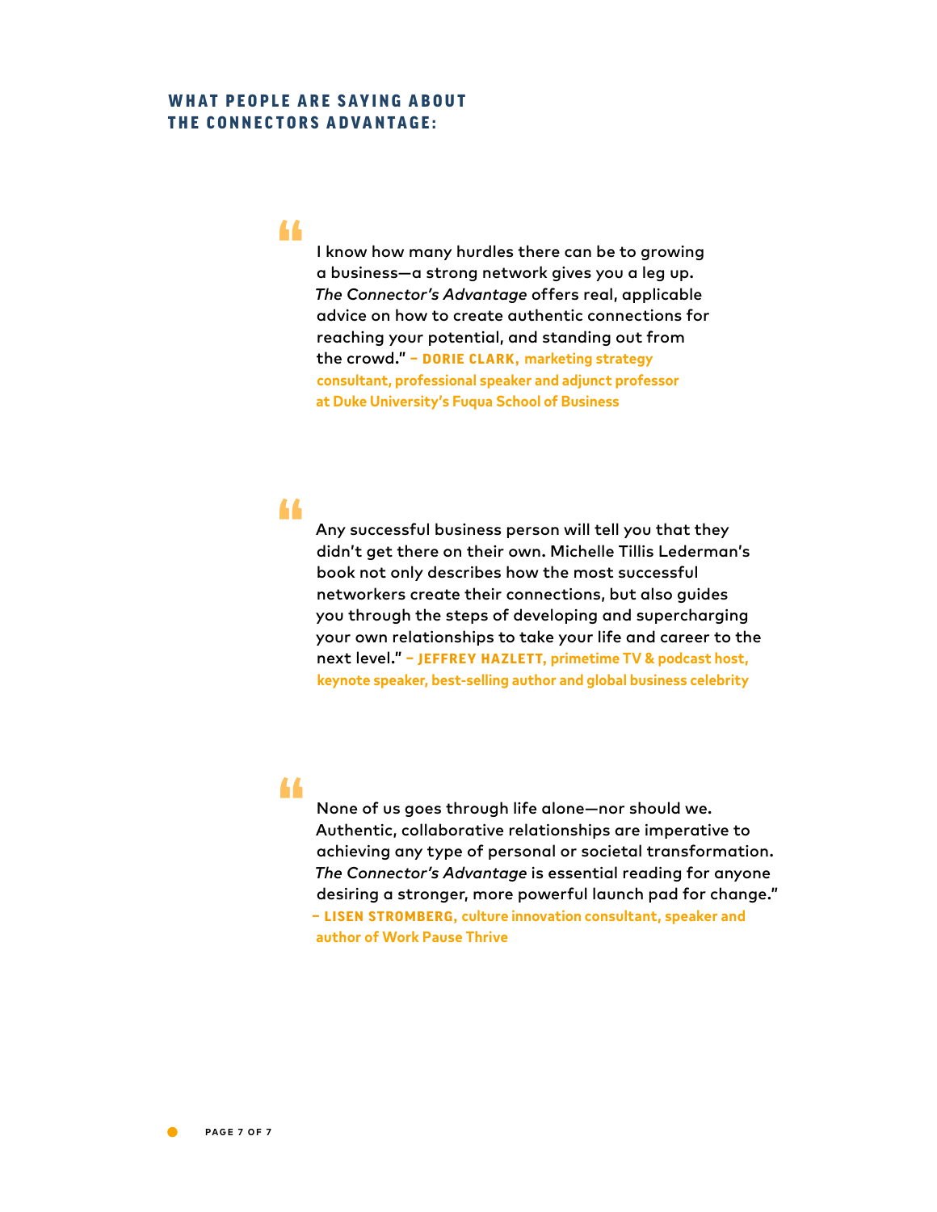## WHAT PEOPLE ARE SAYING ABOUT THE CONNECTORS ADVANTAGE:

"I know how many hurdles there can be to growing a business—a strong network gives you a leg up. *The Connector's Advantage* offers real, applicable advice on how to create authentic connections for reaching your potential, and standing out from the crowd." **– DORIE CLARK, marketing strategy consultant, professional speaker and adjunct professor at Duke University's Fuqua School of Business**

"Any successful business person will tell you that they didn't get there on their own. Michelle Tillis Lederman's book not only describes how the most successful networkers create their connections, but also guides you through the steps of developing and supercharging your own relationships to take your life and career to the next level." **– JEFFREY HAZLETT, primetime TV & podcast host, keynote speaker, best-selling author and global business celebrity**

"None of us goes through life alone—nor should we. Authentic, collaborative relationships are imperative to achieving any type of personal or societal transformation. *The Connector's Advantage* is essential reading for anyone desiring a stronger, more powerful launch pad for change." **– LISEN STROMBERG, culture innovation consultant, speaker and author of Work Pause Thrive**